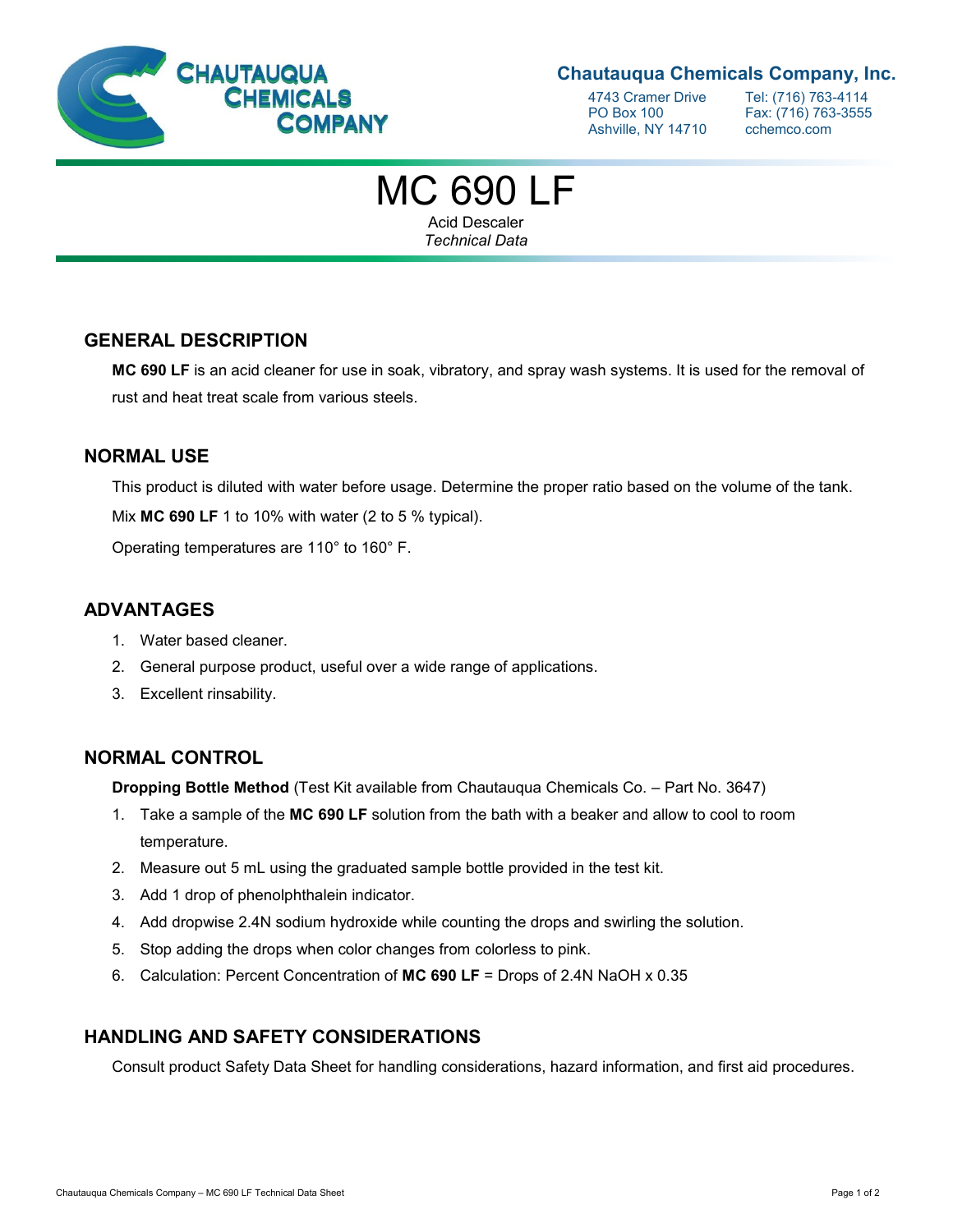**Chautauqua Chemicals Company, Inc.**

4743 Cramer Drive
PO Box 100
Ashville, NY 14710

Tel: (716) 763-4114
Fax: (716) 763-3555
cchemco.com

# MC 690 LF

Acid Descaler

*Technical Data*

## GENERAL DESCRIPTION

**MC 690 LF** is an acid cleaner for use in soak, vibratory, and spray wash systems. It is used for the removal of rust and heat treat scale from various steels.

## NORMAL USE

This product is diluted with water before usage. Determine the proper ratio based on the volume of the tank.

Mix **MC 690 LF** 1 to 10% with water (2 to 5 % typical).

Operating temperatures are 110° to 160° F.

## ADVANTAGES

1. Water based cleaner.
2. General purpose product, useful over a wide range of applications.
3. Excellent rinsability.

## NORMAL CONTROL

**Dropping Bottle Method** (Test Kit available from Chautauqua Chemicals Co. – Part No. 3647)

1. Take a sample of the **MC 690 LF** solution from the bath with a beaker and allow to cool to room temperature.
2. Measure out 5 mL using the graduated sample bottle provided in the test kit.
3. Add 1 drop of phenolphthalein indicator.
4. Add dropwise 2.4N sodium hydroxide while counting the drops and swirling the solution.
5. Stop adding the drops when color changes from colorless to pink.
6. Calculation: Percent Concentration of **MC 690 LF** = Drops of 2.4N NaOH x 0.35

## HANDLING AND SAFETY CONSIDERATIONS

Consult product Safety Data Sheet for handling considerations, hazard information, and first aid procedures.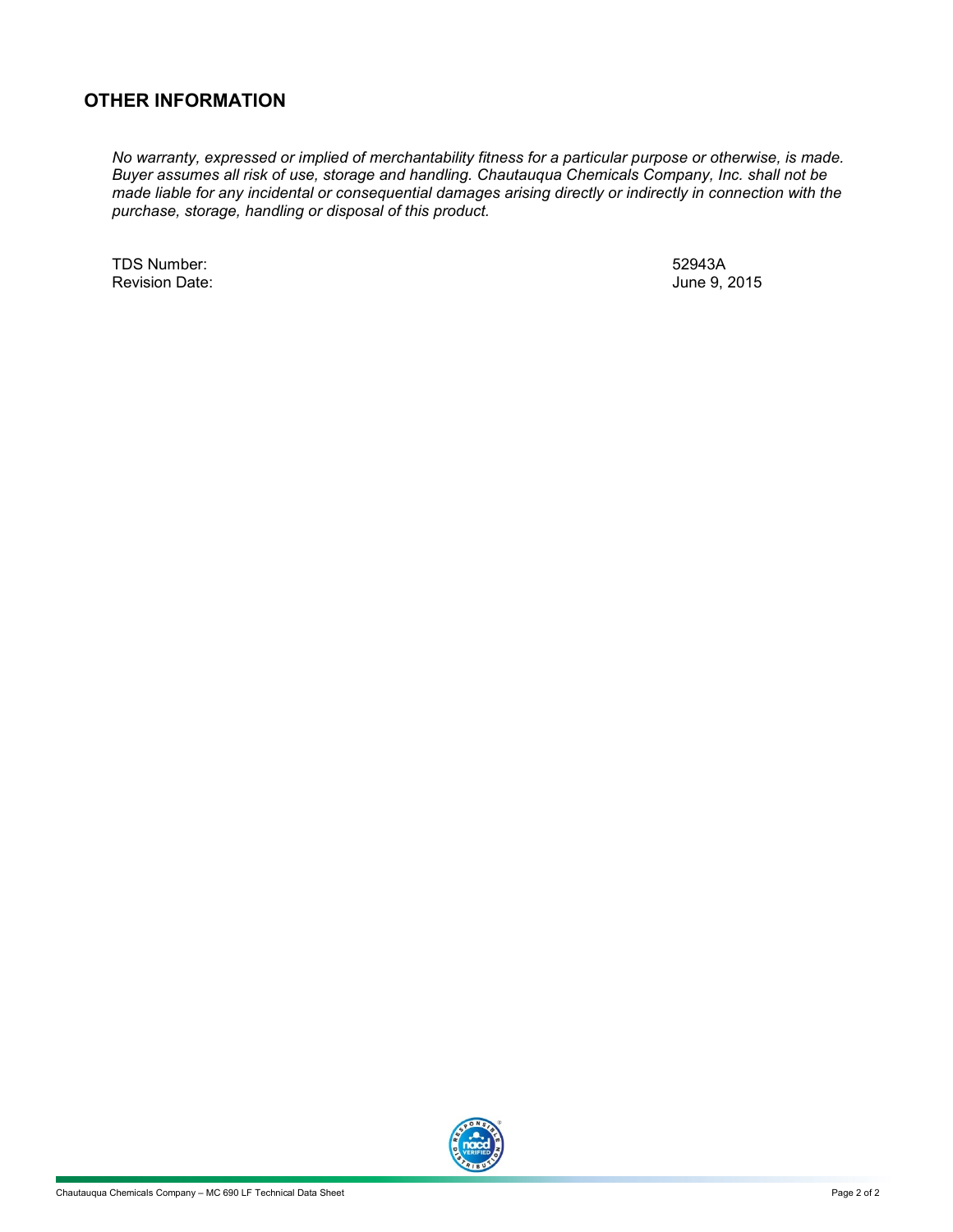## OTHER INFORMATION

*No warranty, expressed or implied of merchantability fitness for a particular purpose or otherwise, is made. Buyer assumes all risk of use, storage and handling. Chautauqua Chemicals Company, Inc. shall not be made liable for any incidental or consequential damages arising directly or indirectly in connection with the purchase, storage, handling or disposal of this product.*

| | |
|---|---|
| TDS Number: | 52943A |
| Revision Date: | June 9, 2015 |